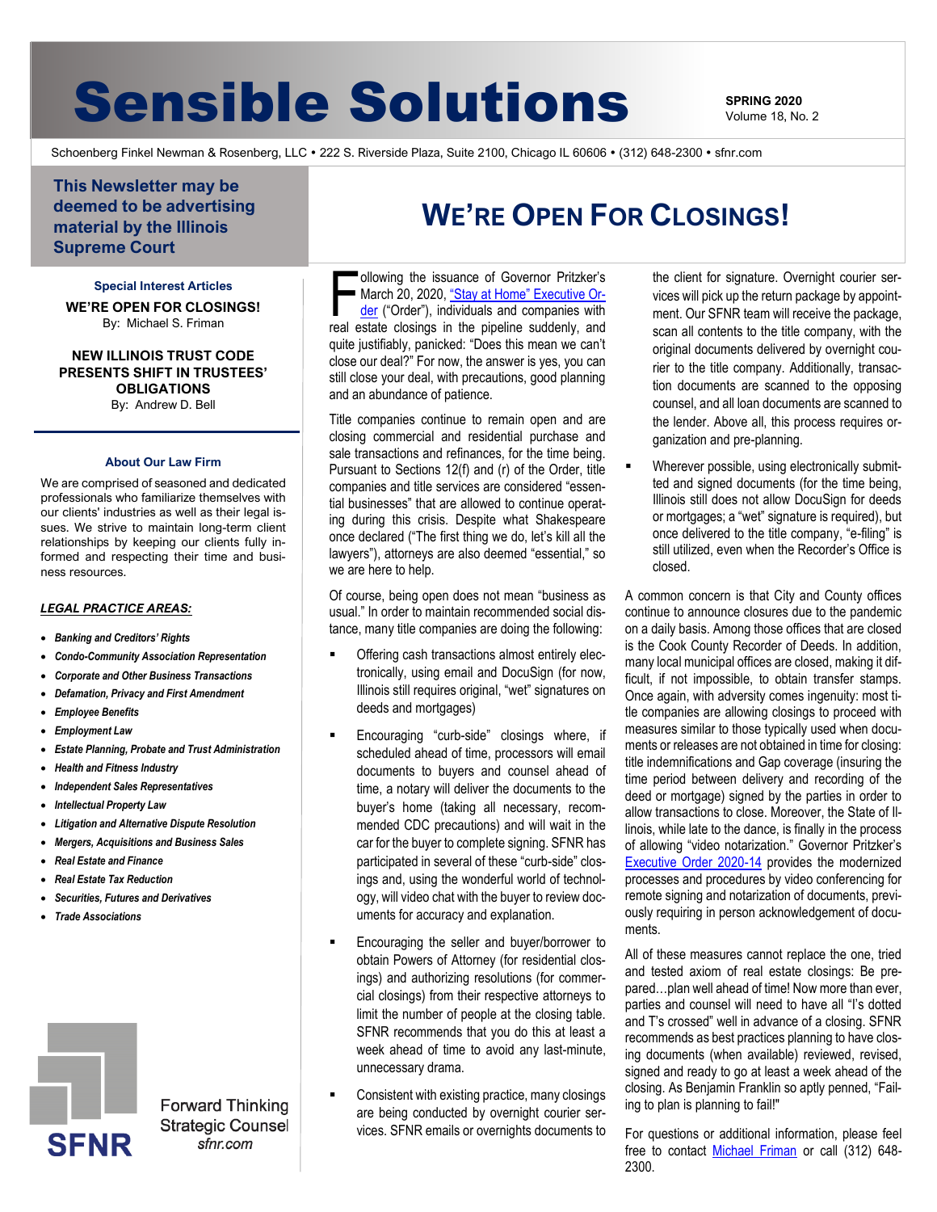# Sensible Solutions

**SPRING 2020**
Volume 18, No. 2

Schoenberg Finkel Newman & Rosenberg, LLC • 222 S. Riverside Plaza, Suite 2100, Chicago IL 60606 • (312) 648-2300 • sfnr.com

**This Newsletter may be deemed to be advertising material by the Illinois Supreme Court**

**Special Interest Articles**

**WE'RE OPEN FOR CLOSINGS!**
By: Michael S. Friman

**NEW ILLINOIS TRUST CODE PRESENTS SHIFT IN TRUSTEES' OBLIGATIONS**
By: Andrew D. Bell

**About Our Law Firm**

We are comprised of seasoned and dedicated professionals who familiarize themselves with our clients' industries as well as their legal issues. We strive to maintain long-term client relationships by keeping our clients fully informed and respecting their time and business resources.

***LEGAL PRACTICE AREAS:***

- *Banking and Creditors' Rights*
- *Condo-Community Association Representation*
- *Corporate and Other Business Transactions*
- *Defamation, Privacy and First Amendment*
- *Employee Benefits*
- *Employment Law*
- *Estate Planning, Probate and Trust Administration*
- *Health and Fitness Industry*
- *Independent Sales Representatives*
- *Intellectual Property Law*
- *Litigation and Alternative Dispute Resolution*
- *Mergers, Acquisitions and Business Sales*
- *Real Estate and Finance*
- *Real Estate Tax Reduction*
- *Securities, Futures and Derivatives*
- *Trade Associations*

SFNR

Forward Thinking
Strategic Counsel
*sfnr.com*

## WE'RE OPEN FOR CLOSINGS!

Following the issuance of Governor Pritzker's March 20, 2020, "Stay at Home" Executive Order ("Order"), individuals and companies with real estate closings in the pipeline suddenly, and quite justifiably, panicked: "Does this mean we can't close our deal?" For now, the answer is yes, you can still close your deal, with precautions, good planning and an abundance of patience.

Title companies continue to remain open and are closing commercial and residential purchase and sale transactions and refinances, for the time being. Pursuant to Sections 12(f) and (r) of the Order, title companies and title services are considered "essential businesses" that are allowed to continue operating during this crisis. Despite what Shakespeare once declared ("The first thing we do, let's kill all the lawyers"), attorneys are also deemed "essential," so we are here to help.

Of course, being open does not mean "business as usual." In order to maintain recommended social distance, many title companies are doing the following:

- Offering cash transactions almost entirely electronically, using email and DocuSign (for now, Illinois still requires original, "wet" signatures on deeds and mortgages)
- Encouraging "curb-side" closings where, if scheduled ahead of time, processors will email documents to buyers and counsel ahead of time, a notary will deliver the documents to the buyer's home (taking all necessary, recommended CDC precautions) and will wait in the car for the buyer to complete signing. SFNR has participated in several of these "curb-side" closings and, using the wonderful world of technology, will video chat with the buyer to review documents for accuracy and explanation.
- Encouraging the seller and buyer/borrower to obtain Powers of Attorney (for residential closings) and authorizing resolutions (for commercial closings) from their respective attorneys to limit the number of people at the closing table. SFNR recommends that you do this at least a week ahead of time to avoid any last-minute, unnecessary drama.
- Consistent with existing practice, many closings are being conducted by overnight courier services. SFNR emails or overnights documents to the client for signature. Overnight courier services will pick up the return package by appointment. Our SFNR team will receive the package, scan all contents to the title company, with the original documents delivered by overnight courier to the title company. Additionally, transaction documents are scanned to the opposing counsel, and all loan documents are scanned to the lender. Above all, this process requires organization and pre-planning.
- Wherever possible, using electronically submitted and signed documents (for the time being, Illinois still does not allow DocuSign for deeds or mortgages; a "wet" signature is required), but once delivered to the title company, "e-filing" is still utilized, even when the Recorder's Office is closed.

A common concern is that City and County offices continue to announce closures due to the pandemic on a daily basis. Among those offices that are closed is the Cook County Recorder of Deeds. In addition, many local municipal offices are closed, making it difficult, if not impossible, to obtain transfer stamps. Once again, with adversity comes ingenuity: most title companies are allowing closings to proceed with measures similar to those typically used when documents or releases are not obtained in time for closing: title indemnifications and Gap coverage (insuring the time period between delivery and recording of the deed or mortgage) signed by the parties in order to allow transactions to close. Moreover, the State of Illinois, while late to the dance, is finally in the process of allowing "video notarization." Governor Pritzker's Executive Order 2020-14 provides the modernized processes and procedures by video conferencing for remote signing and notarization of documents, previously requiring in person acknowledgement of documents.

All of these measures cannot replace the one, tried and tested axiom of real estate closings: Be prepared…plan well ahead of time! Now more than ever, parties and counsel will need to have all "I's dotted and T's crossed" well in advance of a closing. SFNR recommends as best practices planning to have closing documents (when available) reviewed, revised, signed and ready to go at least a week ahead of the closing. As Benjamin Franklin so aptly penned, "Failing to plan is planning to fail!"

For questions or additional information, please feel free to contact Michael Friman or call (312) 648-2300.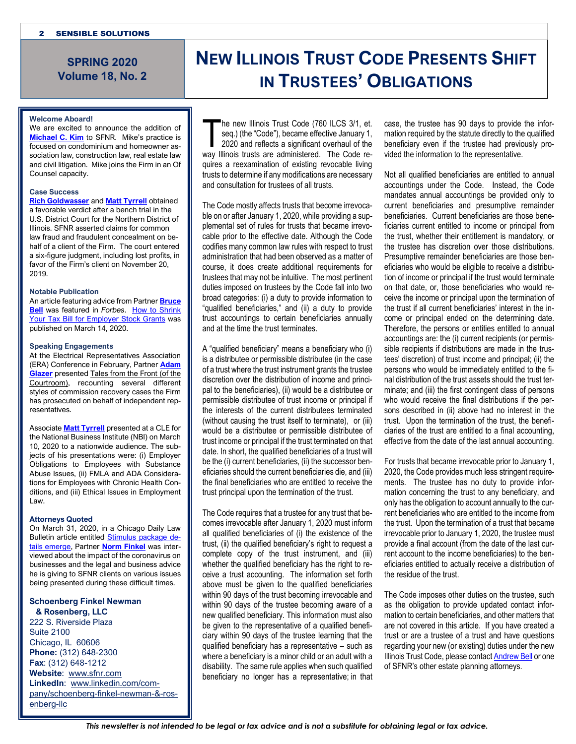**SPRING 2020**
**Volume 18, No. 2**

# New Illinois Trust Code Presents Shift in Trustees' Obligations

**Welcome Aboard!**

We are excited to announce the addition of **Michael C. Kim** to SFNR. Mike's practice is focused on condominium and homeowner association law, construction law, real estate law and civil litigation. Mike joins the Firm in an Of Counsel capacity.

**Case Success**

**Rich Goldwasser** and **Matt Tyrrell** obtained a favorable verdict after a bench trial in the U.S. District Court for the Northern District of Illinois. SFNR asserted claims for common law fraud and fraudulent concealment on behalf of a client of the Firm. The court entered a six-figure judgment, including lost profits, in favor of the Firm's client on November 20, 2019.

**Notable Publication**

An article featuring advice from Partner **Bruce Bell** was featured in *Forbes*. How to Shrink Your Tax Bill for Employer Stock Grants was published on March 14, 2020.

**Speaking Engagements**

At the Electrical Representatives Association (ERA) Conference in February, Partner **Adam Glazer** presented Tales from the Front (of the Courtroom), recounting several different styles of commission recovery cases the Firm has prosecuted on behalf of independent representatives.

Associate **Matt Tyrrell** presented at a CLE for the National Business Institute (NBI) on March 10, 2020 to a nationwide audience. The subjects of his presentations were: (i) Employer Obligations to Employees with Substance Abuse Issues, (ii) FMLA and ADA Considerations for Employees with Chronic Health Conditions, and (iii) Ethical Issues in Employment Law.

**Attorneys Quoted**

On March 31, 2020, in a Chicago Daily Law Bulletin article entitled Stimulus package details emerge, Partner **Norm Finkel** was interviewed about the impact of the coronavirus on businesses and the legal and business advice he is giving to SFNR clients on various issues being presented during these difficult times.

**Schoenberg Finkel Newman & Rosenberg, LLC**
222 S. Riverside Plaza
Suite 2100
Chicago, IL 60606
**Phone:** (312) 648-2300
**Fax**: (312) 648-1212
**Website**: www.sfnr.com
**LinkedIn**: www.linkedin.com/company/schoenberg-finkel-newman-&-rosenberg-llc

The new Illinois Trust Code (760 ILCS 3/1, et. seq.) (the "Code"), became effective January 1, 2020 and reflects a significant overhaul of the way Illinois trusts are administered. The Code requires a reexamination of existing revocable living trusts to determine if any modifications are necessary and consultation for trustees of all trusts.

The Code mostly affects trusts that become irrevocable on or after January 1, 2020, while providing a supplemental set of rules for trusts that became irrevocable prior to the effective date. Although the Code codifies many common law rules with respect to trust administration that had been observed as a matter of course, it does create additional requirements for trustees that may not be intuitive. The most pertinent duties imposed on trustees by the Code fall into two broad categories: (i) a duty to provide information to "qualified beneficiaries," and (ii) a duty to provide trust accountings to certain beneficiaries annually and at the time the trust terminates.

A "qualified beneficiary" means a beneficiary who (i) is a distributee or permissible distributee (in the case of a trust where the trust instrument grants the trustee discretion over the distribution of income and principal to the beneficiaries), (ii) would be a distributee or permissible distributee of trust income or principal if the interests of the current distributees terminated (without causing the trust itself to terminate), or (iii) would be a distributee or permissible distributee of trust income or principal if the trust terminated on that date. In short, the qualified beneficiaries of a trust will be the (i) current beneficiaries, (ii) the successor beneficiaries should the current beneficiaries die, and (iii) the final beneficiaries who are entitled to receive the trust principal upon the termination of the trust.

The Code requires that a trustee for any trust that becomes irrevocable after January 1, 2020 must inform all qualified beneficiaries of (i) the existence of the trust, (ii) the qualified beneficiary's right to request a complete copy of the trust instrument, and (iii) whether the qualified beneficiary has the right to receive a trust accounting. The information set forth above must be given to the qualified beneficiaries within 90 days of the trust becoming irrevocable and within 90 days of the trustee becoming aware of a new qualified beneficiary. This information must also be given to the representative of a qualified beneficiary within 90 days of the trustee learning that the qualified beneficiary has a representative – such as where a beneficiary is a minor child or an adult with a disability. The same rule applies when such qualified beneficiary no longer has a representative; in that case, the trustee has 90 days to provide the information required by the statute directly to the qualified beneficiary even if the trustee had previously provided the information to the representative.

Not all qualified beneficiaries are entitled to annual accountings under the Code. Instead, the Code mandates annual accountings be provided only to current beneficiaries and presumptive remainder beneficiaries. Current beneficiaries are those beneficiaries current entitled to income or principal from the trust, whether their entitlement is mandatory, or the trustee has discretion over those distributions. Presumptive remainder beneficiaries are those beneficiaries who would be eligible to receive a distribution of income or principal if the trust would terminate on that date, or, those beneficiaries who would receive the income or principal upon the termination of the trust if all current beneficiaries' interest in the income or principal ended on the determining date. Therefore, the persons or entities entitled to annual accountings are: the (i) current recipients (or permissible recipients if distributions are made in the trustees' discretion) of trust income and principal; (ii) the persons who would be immediately entitled to the final distribution of the trust assets should the trust terminate; and (iii) the first contingent class of persons who would receive the final distributions if the persons described in (ii) above had no interest in the trust. Upon the termination of the trust, the beneficiaries of the trust are entitled to a final accounting, effective from the date of the last annual accounting.

For trusts that became irrevocable prior to January 1, 2020, the Code provides much less stringent requirements. The trustee has no duty to provide information concerning the trust to any beneficiary, and only has the obligation to account annually to the current beneficiaries who are entitled to the income from the trust. Upon the termination of a trust that became irrevocable prior to January 1, 2020, the trustee must provide a final account (from the date of the last current account to the income beneficiaries) to the beneficiaries entitled to actually receive a distribution of the residue of the trust.

The Code imposes other duties on the trustee, such as the obligation to provide updated contact information to certain beneficiaries, and other matters that are not covered in this article. If you have created a trust or are a trustee of a trust and have questions regarding your new (or existing) duties under the new Illinois Trust Code, please contact Andrew Bell or one of SFNR's other estate planning attorneys.

***This newsletter is not intended to be legal or tax advice and is not a substitute for obtaining legal or tax advice.***